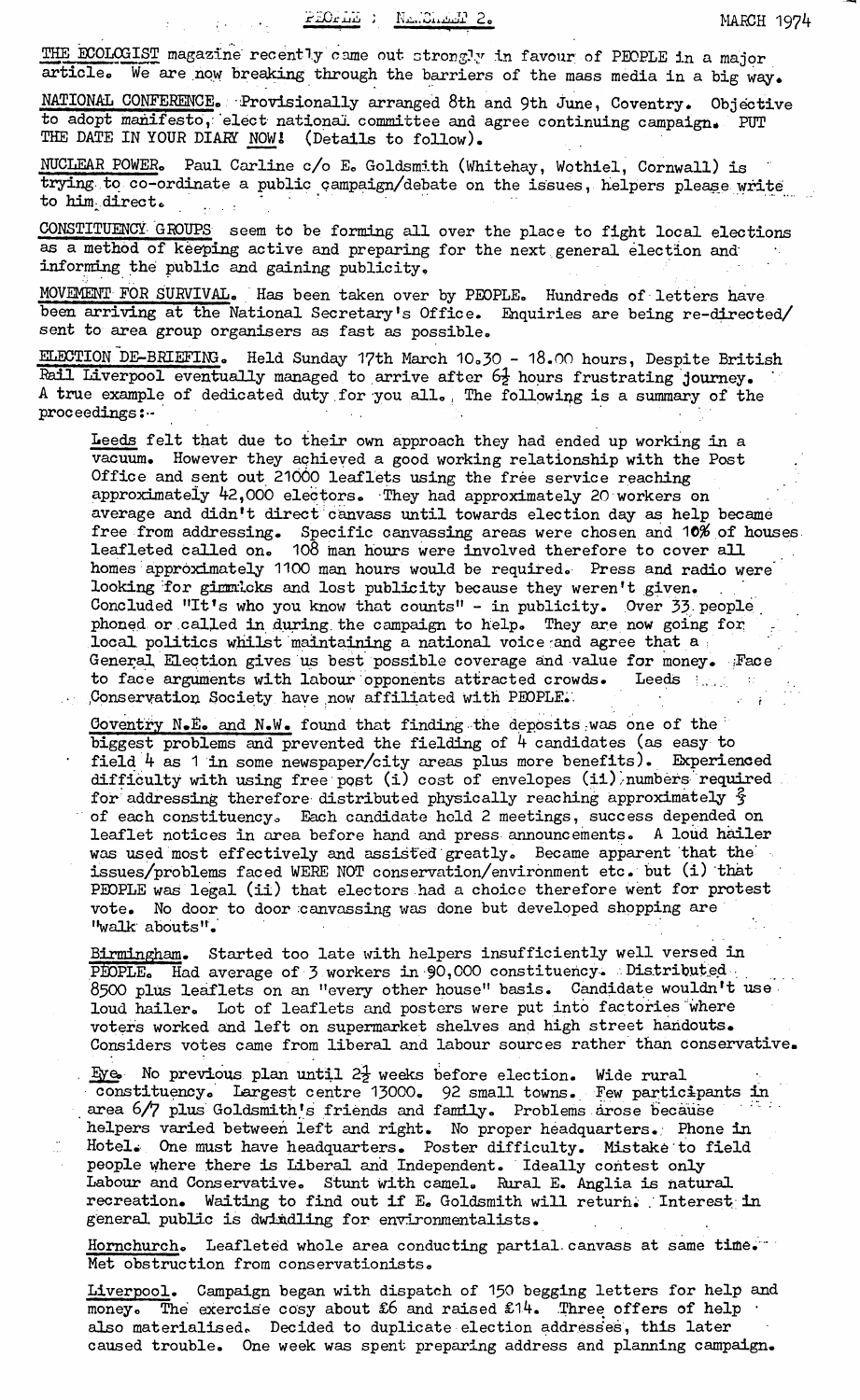PEOPLE : NEWSHEET 2. MARCH 1974

THE ECOLOGIST magazine recently came out strongly in favour of PEOPLE in a major article. We are now breaking through the barriers of the mass media in a big way.

NATIONAL CONFERENCE. Provisionally arranged 8th and 9th June, Coventry. Objective to adopt manifesto, elect national committee and agree continuing campaign. PUT THE DATE IN YOUR DIARY NOW! (Details to follow).

NUCLEAR POWER. Paul Carline c/o E. Goldsmith (Whitehay, Wothiel, Cornwall) is trying to co-ordinate a public campaign/debate on the issues, helpers please write to him direct.

CONSTITUENCY GROUPS seem to be forming all over the place to fight local elections as a method of keeping active and preparing for the next general election and informing the public and gaining publicity.

MOVEMENT FOR SURVIVAL. Has been taken over by PEOPLE. Hundreds of letters have been arriving at the National Secretary's Office. Enquiries are being re-directed/ sent to area group organisers as fast as possible.

ELECTION DE-BRIEFING. Held Sunday 17th March 10.30 - 18.00 hours, Despite British Rail Liverpool eventually managed to arrive after 6½ hours frustrating journey. A true example of dedicated duty for you all. The following is a summary of the proceedings:-

> Leeds felt that due to their own approach they had ended up working in a vacuum. However they achieved a good working relationship with the Post Office and sent out 21000 leaflets using the free service reaching approximately 42,000 electors. They had approximately 20 workers on average and didn't direct canvass until towards election day as help became free from addressing. Specific canvassing areas were chosen and 10% of houses leafleted called on. 108 man hours were involved therefore to cover all homes approximately 1100 man hours would be required. Press and radio were looking for gimmicks and lost publicity because they weren't given. Concluded "It's who you know that counts" - in publicity. Over 33 people phoned or called in during the campaign to help. They are now going for local politics whilst maintaining a national voice and agree that a General Election gives us best possible coverage and value for money. Face to face arguments with labour opponents attracted crowds. Leeds Conservation Society have now affiliated with PEOPLE.
>
> Coventry N.E. and N.W. found that finding the deposits was one of the biggest problems and prevented the fielding of 4 candidates (as easy to field 4 as 1 in some newspaper/city areas plus more benefits). Experienced difficulty with using free post (i) cost of envelopes (ii) numbers required for addressing therefore distributed physically reaching approximately ⅔ of each constituency. Each candidate held 2 meetings, success depended on leaflet notices in area before hand and press announcements. A loud hailer was used most effectively and assisted greatly. Became apparent that the issues/problems faced WERE NOT conservation/environment etc. but (i) that PEOPLE was legal (ii) that electors had a choice therefore went for protest vote. No door to door canvassing was done but developed shopping are "walk abouts".
>
> Birmingham. Started too late with helpers insufficiently well versed in PEOPLE. Had average of 3 workers in 90,000 constituency. Distributed 8500 plus leaflets on an "every other house" basis. Candidate wouldn't use loud hailer. Lot of leaflets and posters were put into factories where voters worked and left on supermarket shelves and high street handouts. Considers votes came from liberal and labour sources rather than conservative.
>
> Eye. No previous plan until 2½ weeks before election. Wide rural constituency. Largest centre 13000. 92 small towns. Few participants in area 6/7 plus Goldsmith's friends and family. Problems arose because helpers varied between left and right. No proper headquarters. Phone in Hotel. One must have headquarters. Poster difficulty. Mistake to field people where there is Liberal and Independent. Ideally contest only Labour and Conservative. Stunt with camel. Rural E. Anglia is natural recreation. Waiting to find out if E. Goldsmith will return. Interest in general public is dwindling for environmentalists.
>
> Hornchurch. Leafleted whole area conducting partial canvass at same time. Met obstruction from conservationists.
>
> Liverpool. Campaign began with dispatch of 150 begging letters for help and money. The exercise cosy about £6 and raised £14. Three offers of help also materialised. Decided to duplicate election addresses, this later caused trouble. One week was spent preparing address and planning campaign.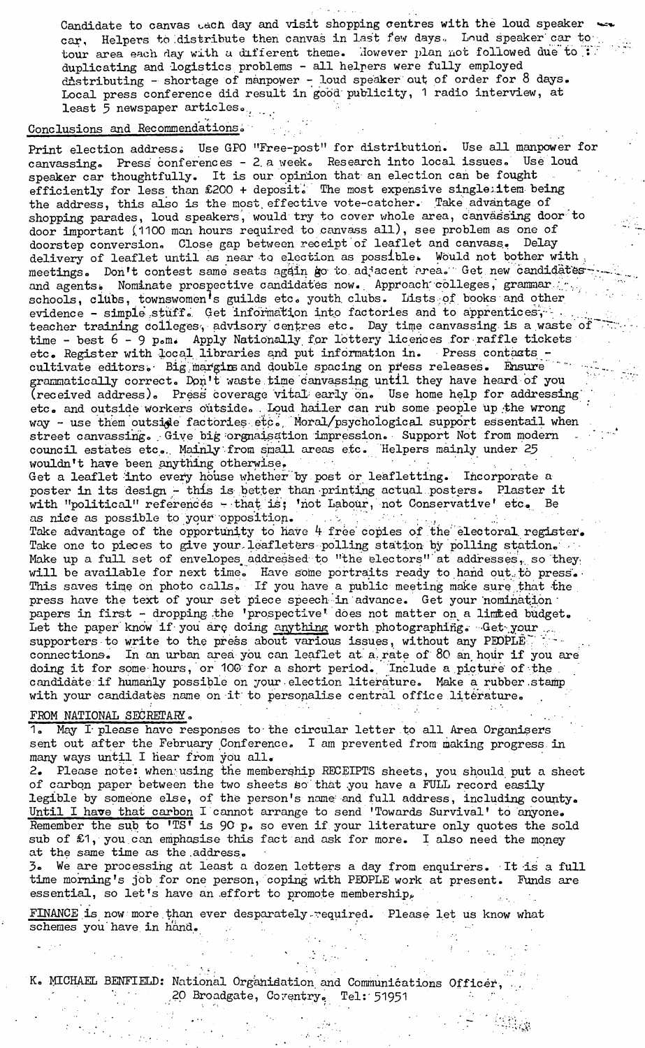Candidate to canvas each day and visit shopping centres with the loud speaker car. Helpers to distribute then canvas in last few days. Loud speaker car to tour area each day with a different theme. However plan not followed due to duplicating and logistics problems - all helpers were fully employed distributing - shortage of manpower - loud speaker out of order for 8 days. Local press conference did result in good publicity, 1 radio interview, at least 5 newspaper articles.

## Conclusions and Recommendations.

Print election address. Use GPO "Free-post" for distribution. Use all manpower for canvassing. Press conferences - 2 a week. Research into local issues. Use loud speaker car thoughtfully. It is our opinion that an election can be fought efficiently for less than £200 + deposit. The most expensive single item being the address, this also is the most effective vote-catcher. Take advantage of shopping parades, loud speakers, would try to cover whole area, canvassing door to door important (1100 man hours required to canvass all), see problem as one of doorstep conversion. Close gap between receipt of leaflet and canvass. Delay delivery of leaflet until as near to election as possible. Would not bother with meetings. Don't contest same seats again go to adjacent area. Get new candidates and agents. Nominate prospective candidates now. Approach colleges, grammar schools, clubs, townswomen's guilds etc. youth clubs. Lists of books and other evidence - simple stuff. Get information into factories and to apprentices, teacher training colleges, advisory centres etc. Day time canvassing is a waste of time - best 6 - 9 p.m. Apply Nationally for lottery licences for raffle tickets etc. Register with local libraries and put information in. Press contacts - cultivate editors. Big margins and double spacing on press releases. Ensure grammatically correct. Don't waste time canvassing until they have heard of you (received address). Press coverage vital early on. Use home help for addressing etc. and outside workers outside. Loud hailer can rub some people up the wrong way - use them outside factories etc. Moral/psychological support essentail when street canvassing. Give big orgnaisation impression. Support Not from modern council estates etc. Mainly from small areas etc. Helpers mainly under 25 wouldn't have been anything otherwise.

Get a leaflet into every house whether by post or leafletting. Incorporate a poster in its design - this is better than printing actual posters. Plaster it with "political" references - that is; 'not Labour, not Conservative' etc. Be as nice as possible to your opposition.

Take advantage of the opportunity to have 4 free copies of the electoral register. Take one to pieces to give your leafleters polling station by polling station. Make up a full set of envelopes addressed to "the electors" at addresses, so they will be available for next time. Have some portraits ready to hand out to press. This saves time on photo calls. If you have a public meeting make sure that the press have the text of your set piece speech in advance. Get your nomination papers in first - dropping the 'prospective' does not matter on a limited budget. Let the paper know if you are doing <u>anything</u> worth photographing. Get your supporters to write to the press about various issues, without any PEOPLE connections. In an urban area you can leaflet at a rate of 80 an hour if you are doing it for some hours, or 100 for a short period. Include a picture of the candidate if humanly possible on your election literature. Make a rubber stamp with your candidates name on it to personalise central office literature.

## FROM NATIONAL SECRETARY.

1. May I please have responses to the circular letter to all Area Organisers sent out after the February Conference. I am prevented from making progress in many ways until I hear from you all.

2. Please note: when using the membership RECEIPTS sheets, you should put a sheet of carbon paper between the two sheets so that you have a FULL record easily legible by someone else, of the person's name and full address, including county. <u>Until I have that carbon</u> I cannot arrange to send 'Towards Survival' to anyone. Remember the sub to 'TS' is 90 p. so even if your literature only quotes the sold sub of £1, you can emphasise this fact and ask for more. I also need the money at the same time as the address.

3. We are processing at least a dozen letters a day from enquirers. It is a full time morning's job for one person, coping with PEOPLE work at present. Funds are essential, so let's have an effort to promote membership.

<u>FINANCE</u> is now more than ever desparately required. Please let us know what schemes you have in hand.

K. MICHAEL BENFIELD: National Organisation and Communications Officer, 20 Broadgate, Coventry. Tel: 51951